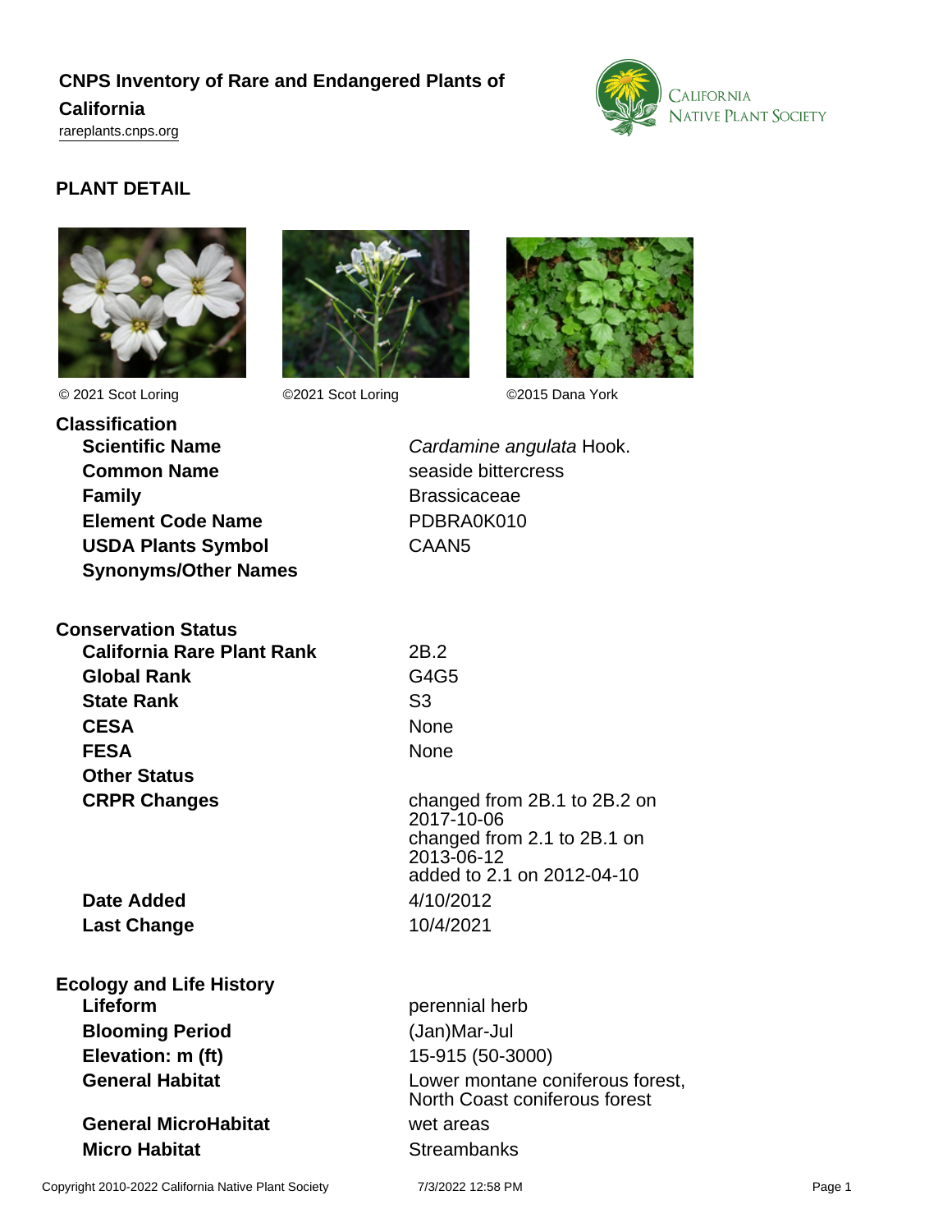**CNPS Inventory of Rare and Endangered Plants of California**

rareplants.cnps.org

## PLANT DETAIL

© 2021 Scot Loring ©2021 Scot Loring ©2015 Dana York

### Classification

| | |
|---|---|
| **Scientific Name** | *Cardamine angulata* Hook. |
| **Common Name** | seaside bittercress |
| **Family** | Brassicaceae |
| **Element Code Name** | PDBRA0K010 |
| **USDA Plants Symbol** | CAAN5 |
| **Synonyms/Other Names** | |

### Conservation Status

| | |
|---|---|
| **California Rare Plant Rank** | 2B.2 |
| **Global Rank** | G4G5 |
| **State Rank** | S3 |
| **CESA** | None |
| **FESA** | None |
| **Other Status** | |
| **CRPR Changes** | changed from 2B.1 to 2B.2 on 2017-10-06<br>changed from 2.1 to 2B.1 on 2013-06-12<br>added to 2.1 on 2012-04-10 |
| **Date Added** | 4/10/2012 |
| **Last Change** | 10/4/2021 |

### Ecology and Life History

| | |
|---|---|
| **Lifeform** | perennial herb |
| **Blooming Period** | (Jan)Mar-Jul |
| **Elevation: m (ft)** | 15-915 (50-3000) |
| **General Habitat** | Lower montane coniferous forest, North Coast coniferous forest |
| **General MicroHabitat** | wet areas |
| **Micro Habitat** | Streambanks |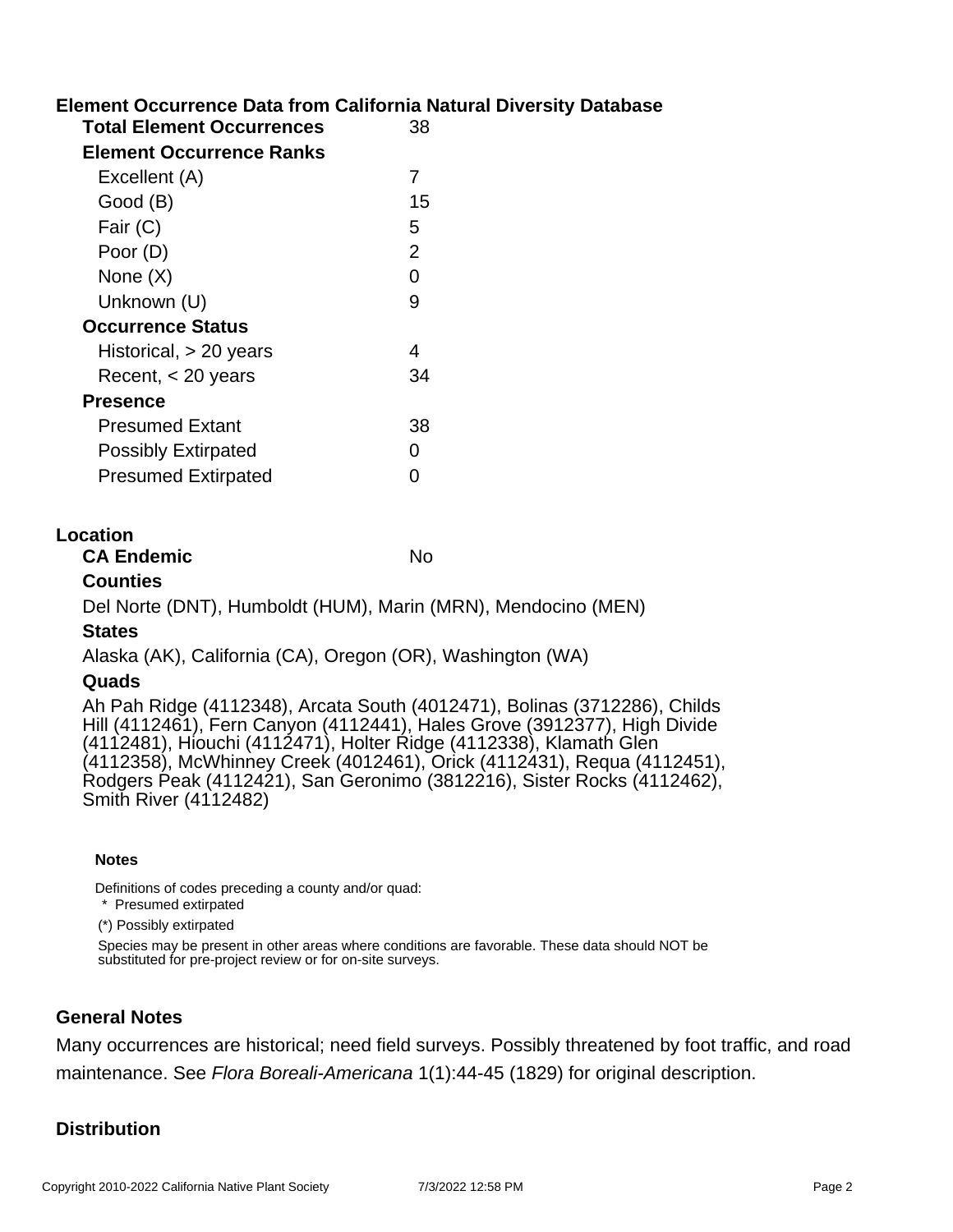## Element Occurrence Data from California Natural Diversity Database

| | |
|---|---|
| **Total Element Occurrences** | 38 |
| **Element Occurrence Ranks** | |
| Excellent (A) | 7 |
| Good (B) | 15 |
| Fair (C) | 5 |
| Poor (D) | 2 |
| None (X) | 0 |
| Unknown (U) | 9 |
| **Occurrence Status** | |
| Historical, > 20 years | 4 |
| Recent, < 20 years | 34 |
| **Presence** | |
| Presumed Extant | 38 |
| Possibly Extirpated | 0 |
| Presumed Extirpated | 0 |

## Location

**CA Endemic** No

### Counties

Del Norte (DNT), Humboldt (HUM), Marin (MRN), Mendocino (MEN)

### States

Alaska (AK), California (CA), Oregon (OR), Washington (WA)

### Quads

Ah Pah Ridge (4112348), Arcata South (4012471), Bolinas (3712286), Childs Hill (4112461), Fern Canyon (4112441), Hales Grove (3912377), High Divide (4112481), Hiouchi (4112471), Holter Ridge (4112338), Klamath Glen (4112358), McWhinney Creek (4012461), Orick (4112431), Requa (4112451), Rodgers Peak (4112421), San Geronimo (3812216), Sister Rocks (4112462), Smith River (4112482)

#### Notes

Definitions of codes preceding a county and/or quad:

* Presumed extirpated

(*) Possibly extirpated

Species may be present in other areas where conditions are favorable. These data should NOT be substituted for pre-project review or for on-site surveys.

## General Notes

Many occurrences are historical; need field surveys. Possibly threatened by foot traffic, and road maintenance. See *Flora Boreali-Americana* 1(1):44-45 (1829) for original description.

## Distribution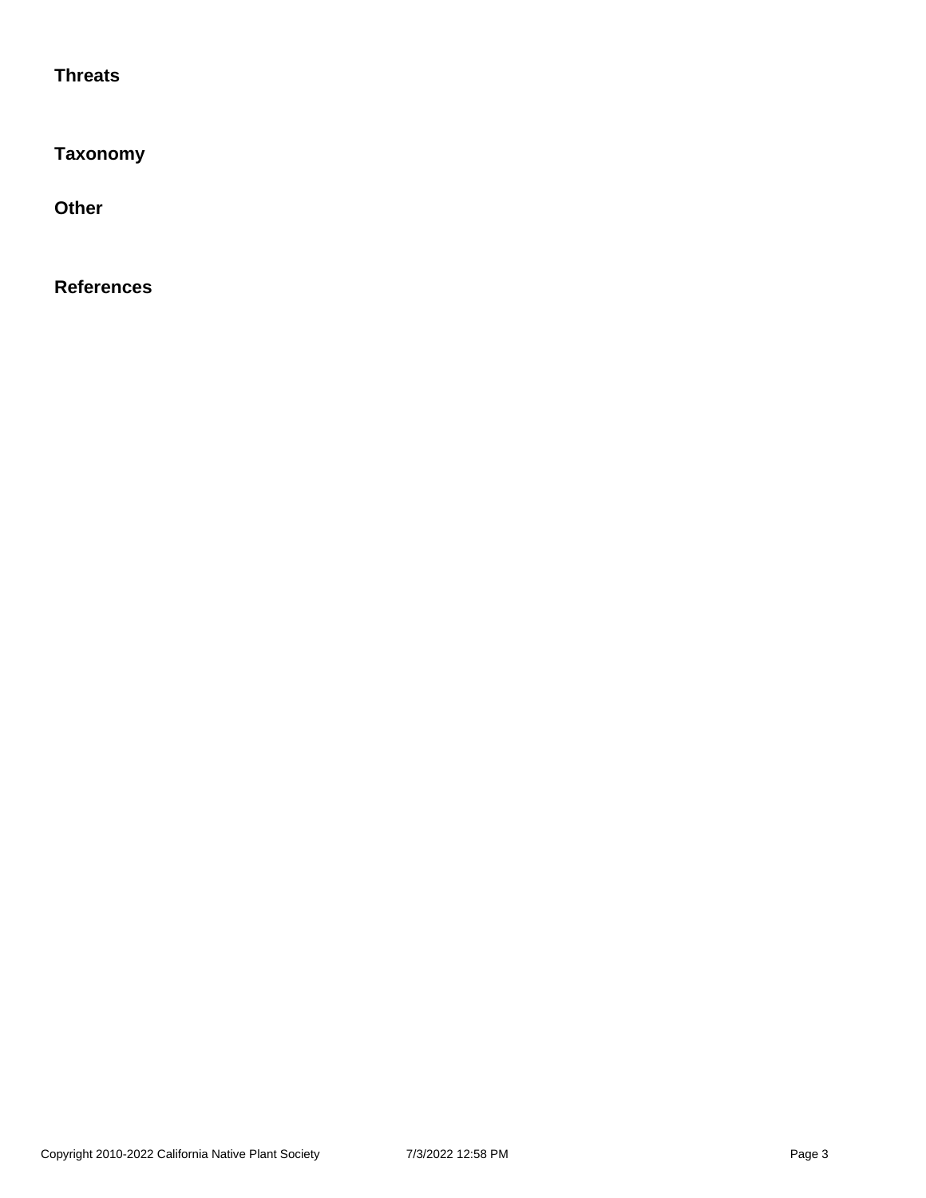## Threats

## Taxonomy

## Other

## References